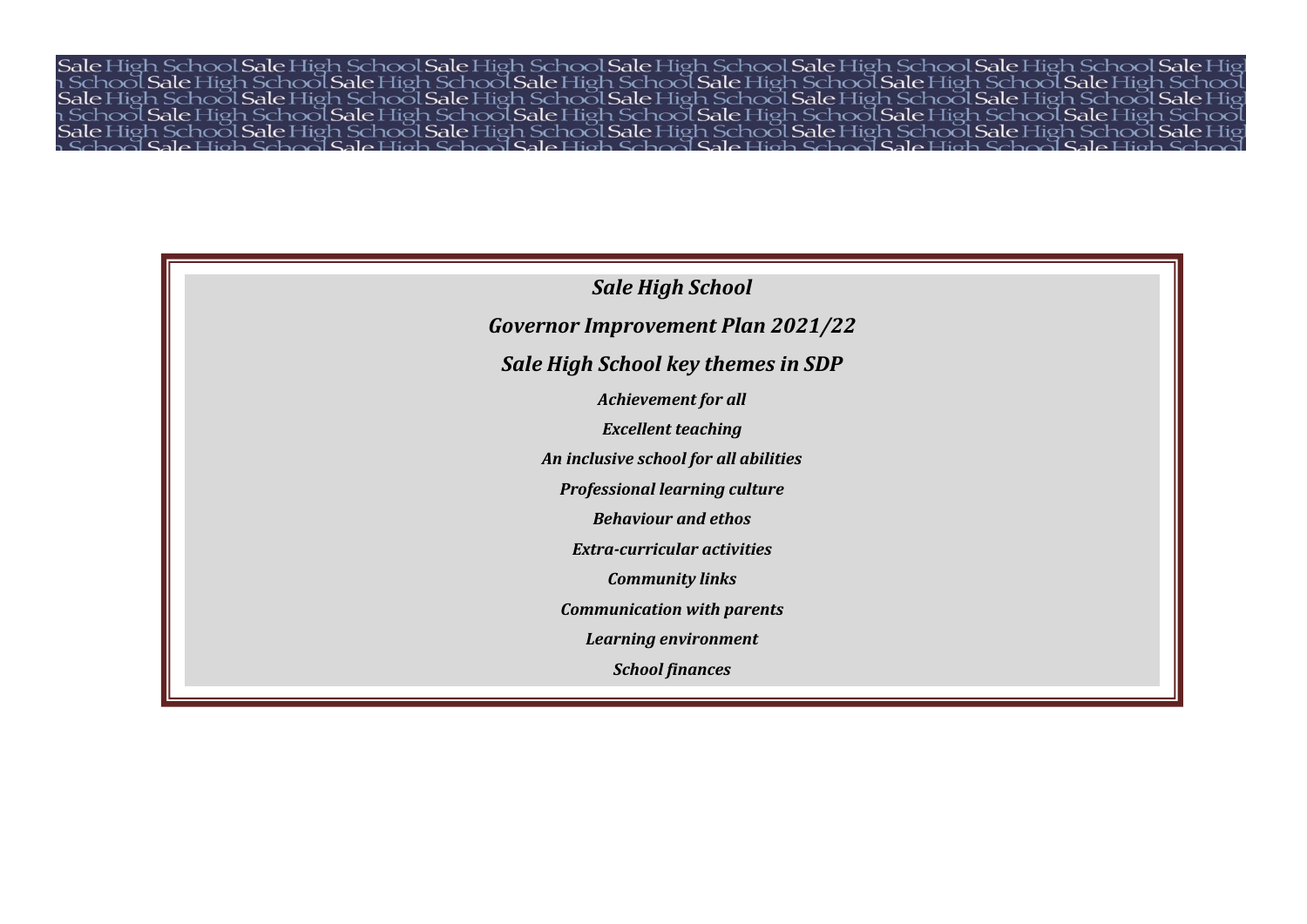# *Sale High School*

## *Governor Improvement Plan 2021/22*

## *Sale High School key themes in SDP*

***Achievement for all***

***Excellent teaching***

***An inclusive school for all abilities***

***Professional learning culture***

***Behaviour and ethos***

***Extra-curricular activities***

***Community links***

***Communication with parents***

***Learning environment***

***School finances***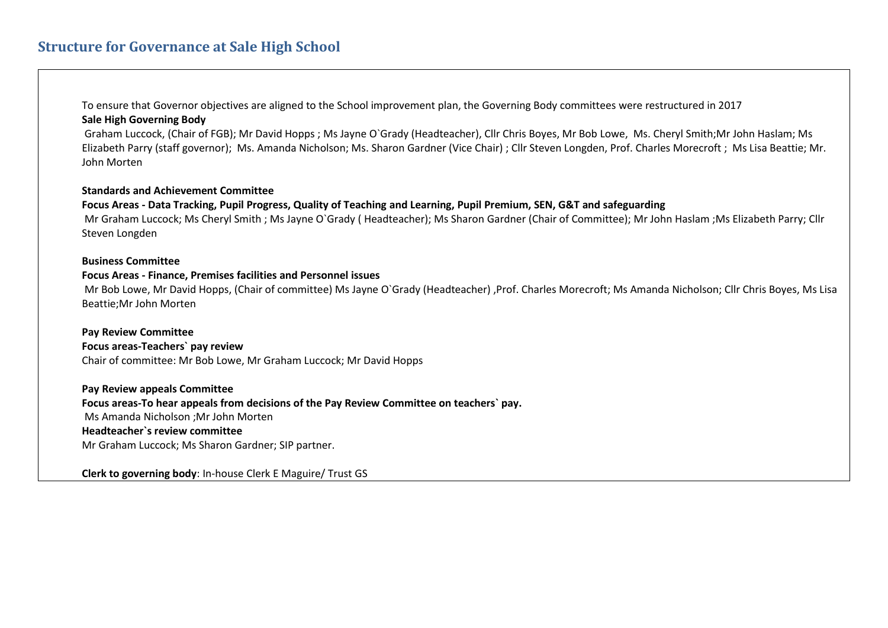## Structure for Governance at Sale High School

To ensure that Governor objectives are aligned to the School improvement plan, the Governing Body committees were restructured in 2017

**Sale High Governing Body**

Graham Luccock, (Chair of FGB); Mr David Hopps ; Ms Jayne O`Grady (Headteacher), Cllr Chris Boyes, Mr Bob Lowe, Ms. Cheryl Smith;Mr John Haslam; Ms Elizabeth Parry (staff governor); Ms. Amanda Nicholson; Ms. Sharon Gardner (Vice Chair) ; Cllr Steven Longden, Prof. Charles Morecroft ; Ms Lisa Beattie; Mr. John Morten

**Standards and Achievement Committee**

**Focus Areas - Data Tracking, Pupil Progress, Quality of Teaching and Learning, Pupil Premium, SEN, G&T and safeguarding**

Mr Graham Luccock; Ms Cheryl Smith ; Ms Jayne O`Grady ( Headteacher); Ms Sharon Gardner (Chair of Committee); Mr John Haslam ;Ms Elizabeth Parry; Cllr Steven Longden

**Business Committee**

**Focus Areas - Finance, Premises facilities and Personnel issues**

Mr Bob Lowe, Mr David Hopps, (Chair of committee) Ms Jayne O`Grady (Headteacher) ,Prof. Charles Morecroft; Ms Amanda Nicholson; Cllr Chris Boyes, Ms Lisa Beattie;Mr John Morten

**Pay Review Committee**

**Focus areas-Teachers` pay review**

Chair of committee: Mr Bob Lowe, Mr Graham Luccock; Mr David Hopps

**Pay Review appeals Committee**

**Focus areas-To hear appeals from decisions of the Pay Review Committee on teachers` pay.**

Ms Amanda Nicholson ;Mr John Morten

**Headteacher`s review committee**

Mr Graham Luccock; Ms Sharon Gardner; SIP partner.

**Clerk to governing body**: In-house Clerk E Maguire/ Trust GS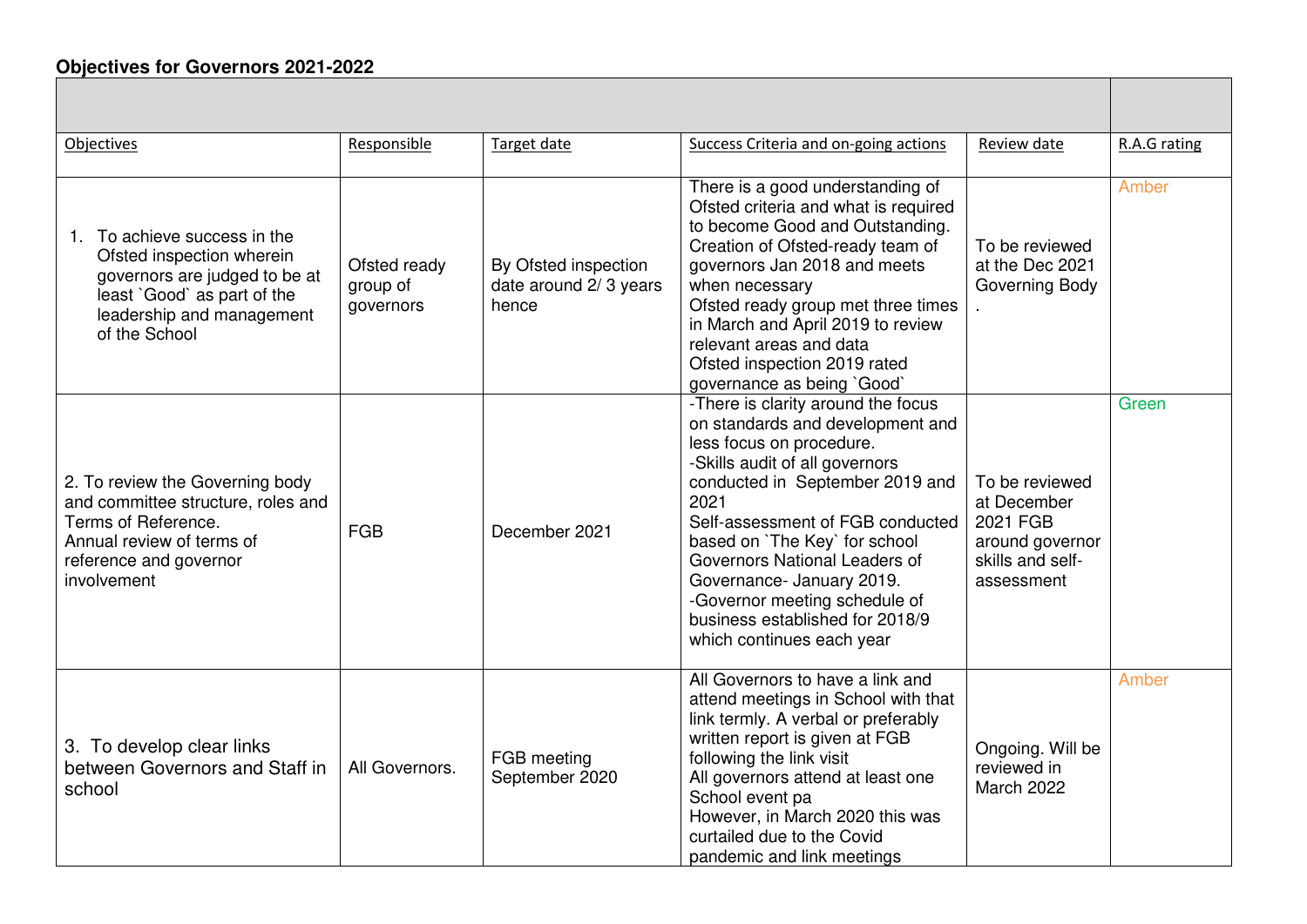**Objectives for Governors 2021-2022**

| Objectives | Responsible | Target date | Success Criteria and on-going actions | Review date | R.A.G rating |
|---|---|---|---|---|---|
| 1. To achieve success in the Ofsted inspection wherein governors are judged to be at least `Good` as part of the leadership and management of the School | Ofsted ready group of governors | By Ofsted inspection date around 2/ 3 years hence | There is a good understanding of Ofsted criteria and what is required to become Good and Outstanding. Creation of Ofsted-ready team of governors Jan 2018 and meets when necessary Ofsted ready group met three times in March and April 2019 to review relevant areas and data Ofsted inspection 2019 rated governance as being `Good` | To be reviewed at the Dec 2021 Governing Body . | Amber |
| 2. To review the Governing body and committee structure, roles and Terms of Reference. Annual review of terms of reference and governor involvement | FGB | December 2021 | -There is clarity around the focus on standards and development and less focus on procedure. -Skills audit of all governors conducted in September 2019 and 2021 Self-assessment of FGB conducted based on `The Key` for school Governors National Leaders of Governance- January 2019. -Governor meeting schedule of business established for 2018/9 which continues each year | To be reviewed at December 2021 FGB around governor skills and self-assessment | Green |
| 3. To develop clear links between Governors and Staff in school | All Governors. | FGB meeting September 2020 | All Governors to have a link and attend meetings in School with that link termly. A verbal or preferably written report is given at FGB following the link visit All governors attend at least one School event pa However, in March 2020 this was curtailed due to the Covid pandemic and link meetings | Ongoing. Will be reviewed in March 2022 | Amber |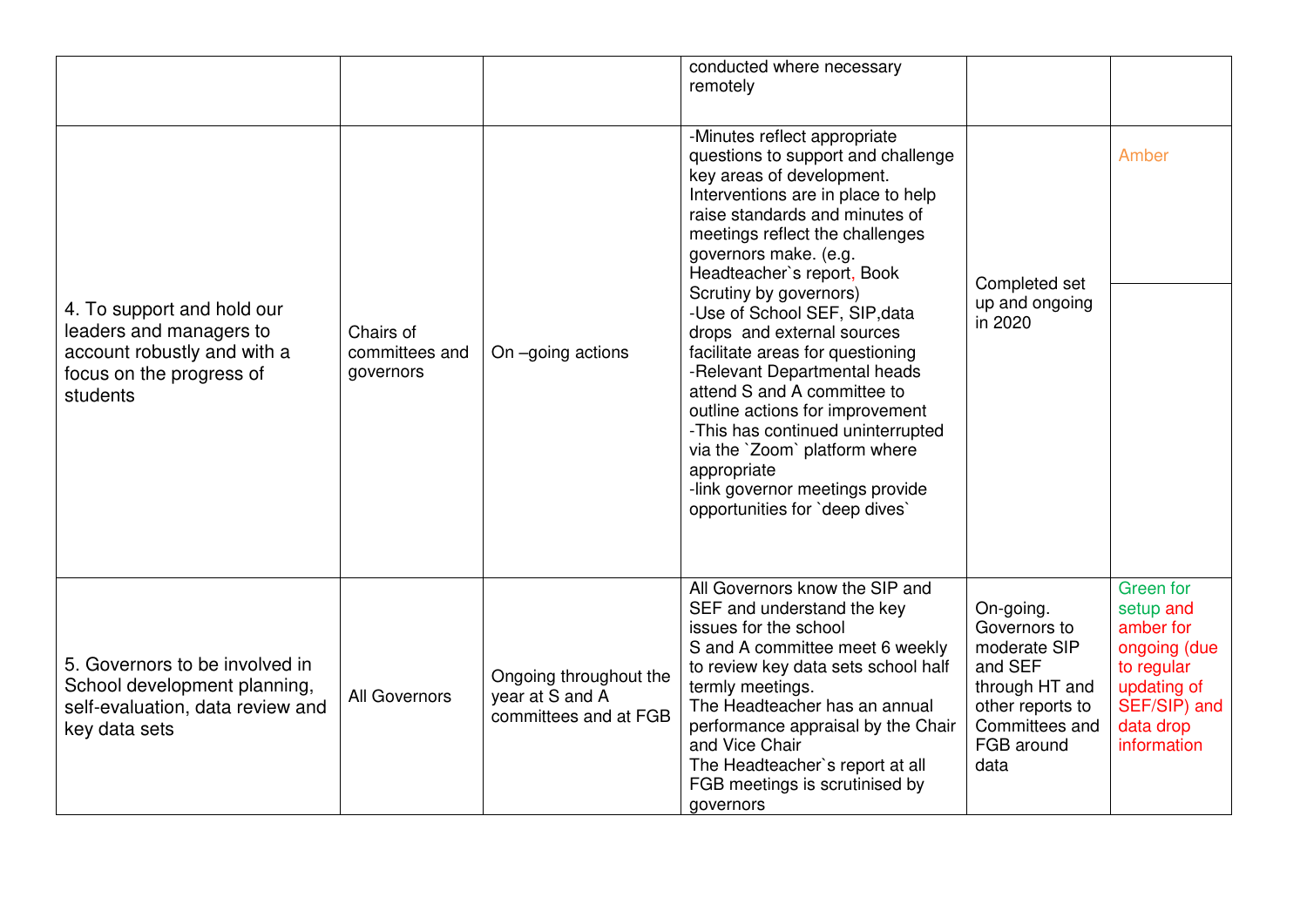| | | | | | |
|---|---|---|---|---|---|
| | | | conducted where necessary remotely | | |
| 4. To support and hold our leaders and managers to account robustly and with a focus on the progress of students | Chairs of committees and governors | On –going actions | -Minutes reflect appropriate questions to support and challenge key areas of development. Interventions are in place to help raise standards and minutes of meetings reflect the challenges governors make. (e.g. Headteacher`s report, Book Scrutiny by governors)<br>-Use of School SEF, SIP,data drops and external sources facilitate areas for questioning<br>-Relevant Departmental heads attend S and A committee to outline actions for improvement<br>-This has continued uninterrupted via the `Zoom` platform where appropriate<br>-link governor meetings provide opportunities for `deep dives` | Completed set up and ongoing in 2020 | Amber |
| 5. Governors to be involved in School development planning, self-evaluation, data review and key data sets | All Governors | Ongoing throughout the year at S and A committees and at FGB | All Governors know the SIP and SEF and understand the key issues for the school<br>S and A committee meet 6 weekly to review key data sets school half termly meetings.<br>The Headteacher has an annual performance appraisal by the Chair and Vice Chair<br>The Headteacher`s report at all FGB meetings is scrutinised by governors | On-going. Governors to moderate SIP and SEF through HT and other reports to Committees and FGB around data | Green for setup and amber for ongoing (due to regular updating of SEF/SIP) and data drop information |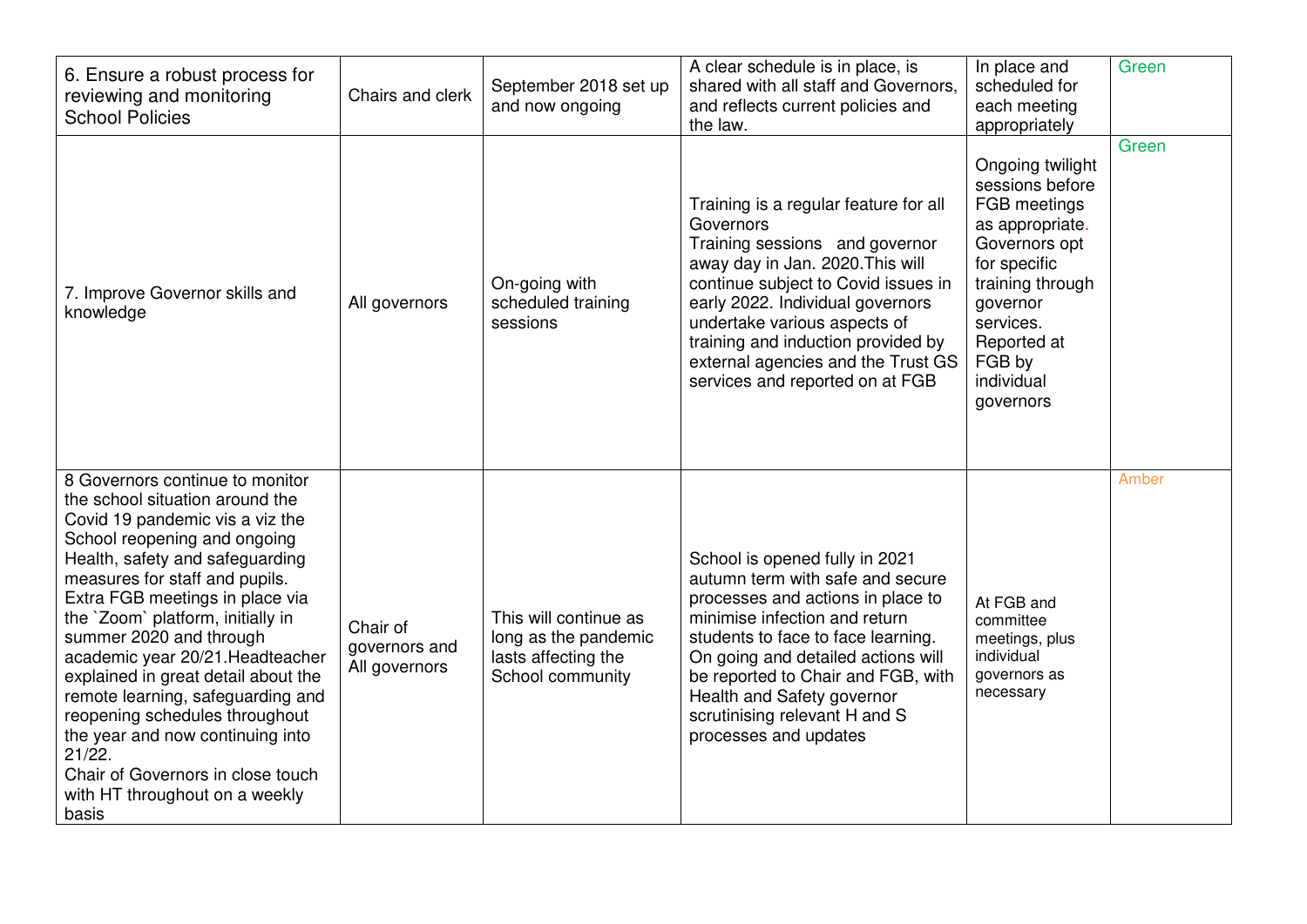| | | | | | |
|---|---|---|---|---|---|
| 6. Ensure a robust process for reviewing and monitoring School Policies | Chairs and clerk | September 2018 set up and now ongoing | A clear schedule is in place, is shared with all staff and Governors, and reflects current policies and the law. | In place and scheduled for each meeting appropriately | Green |
| 7. Improve Governor skills and knowledge | All governors | On-going with scheduled training sessions | Training is a regular feature for all Governors<br>Training sessions and governor away day in Jan. 2020.This will continue subject to Covid issues in early 2022. Individual governors undertake various aspects of training and induction provided by external agencies and the Trust GS services and reported on at FGB | Ongoing twilight sessions before FGB meetings as appropriate. Governors opt for specific training through governor services. Reported at FGB by individual governors | Green |
| 8 Governors continue to monitor the school situation around the Covid 19 pandemic vis a viz the School reopening and ongoing Health, safety and safeguarding measures for staff and pupils. Extra FGB meetings in place via the `Zoom` platform, initially in summer 2020 and through academic year 20/21.Headteacher explained in great detail about the remote learning, safeguarding and reopening schedules throughout the year and now continuing into 21/22.<br>Chair of Governors in close touch with HT throughout on a weekly basis | Chair of governors and All governors | This will continue as long as the pandemic lasts affecting the School community | School is opened fully in 2021 autumn term with safe and secure processes and actions in place to minimise infection and return students to face to face learning. On going and detailed actions will be reported to Chair and FGB, with Health and Safety governor scrutinising relevant H and S processes and updates | At FGB and committee meetings, plus individual governors as necessary | Amber |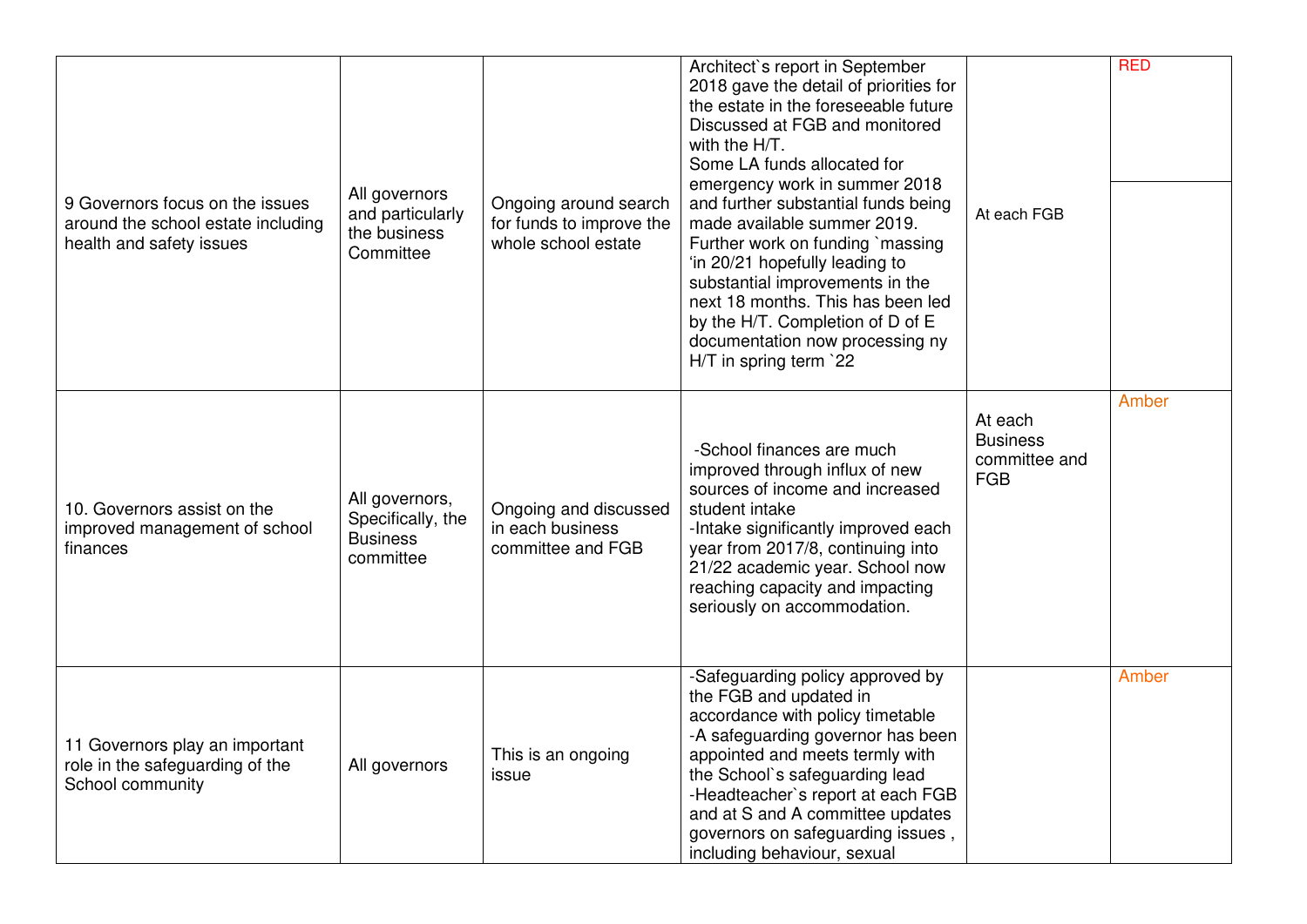| | | | | | |
|---|---|---|---|---|---|
| 9 Governors focus on the issues around the school estate including health and safety issues | All governors and particularly the business Committee | Ongoing around search for funds to improve the whole school estate | Architect`s report in September 2018 gave the detail of priorities for the estate in the foreseeable future Discussed at FGB and monitored with the H/T.<br>Some LA funds allocated for emergency work in summer 2018 and further substantial funds being made available summer 2019. Further work on funding `massing 'in 20/21 hopefully leading to substantial improvements in the next 18 months. This has been led by the H/T. Completion of D of E documentation now processing ny H/T in spring term `22 | At each FGB | RED |
| 10. Governors assist on the improved management of school finances | All governors, Specifically, the Business committee | Ongoing and discussed in each business committee and FGB | -School finances are much improved through influx of new sources of income and increased student intake<br>-Intake significantly improved each year from 2017/8, continuing into 21/22 academic year. School now reaching capacity and impacting seriously on accommodation. | At each Business committee and FGB | Amber |
| 11 Governors play an important role in the safeguarding of the School community | All governors | This is an ongoing issue | -Safeguarding policy approved by the FGB and updated in accordance with policy timetable<br>-A safeguarding governor has been appointed and meets termly with the School`s safeguarding lead<br>-Headteacher`s report at each FGB and at S and A committee updates governors on safeguarding issues , including behaviour, sexual | | Amber |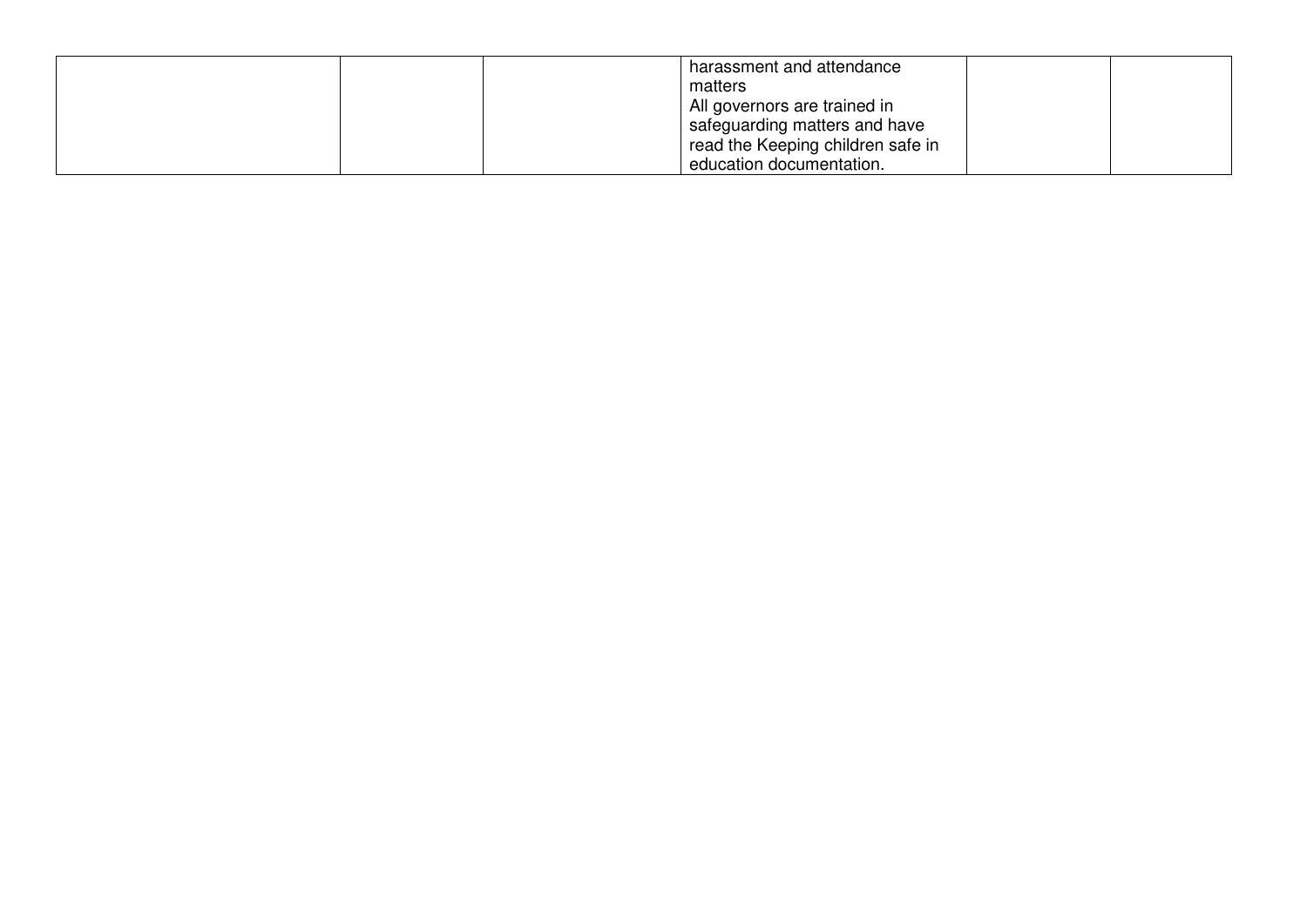| | | | | | |
|---|---|---|---|---|---|
| | | | harassment and attendance matters<br>All governors are trained in safeguarding matters and have read the Keeping children safe in education documentation. | | |